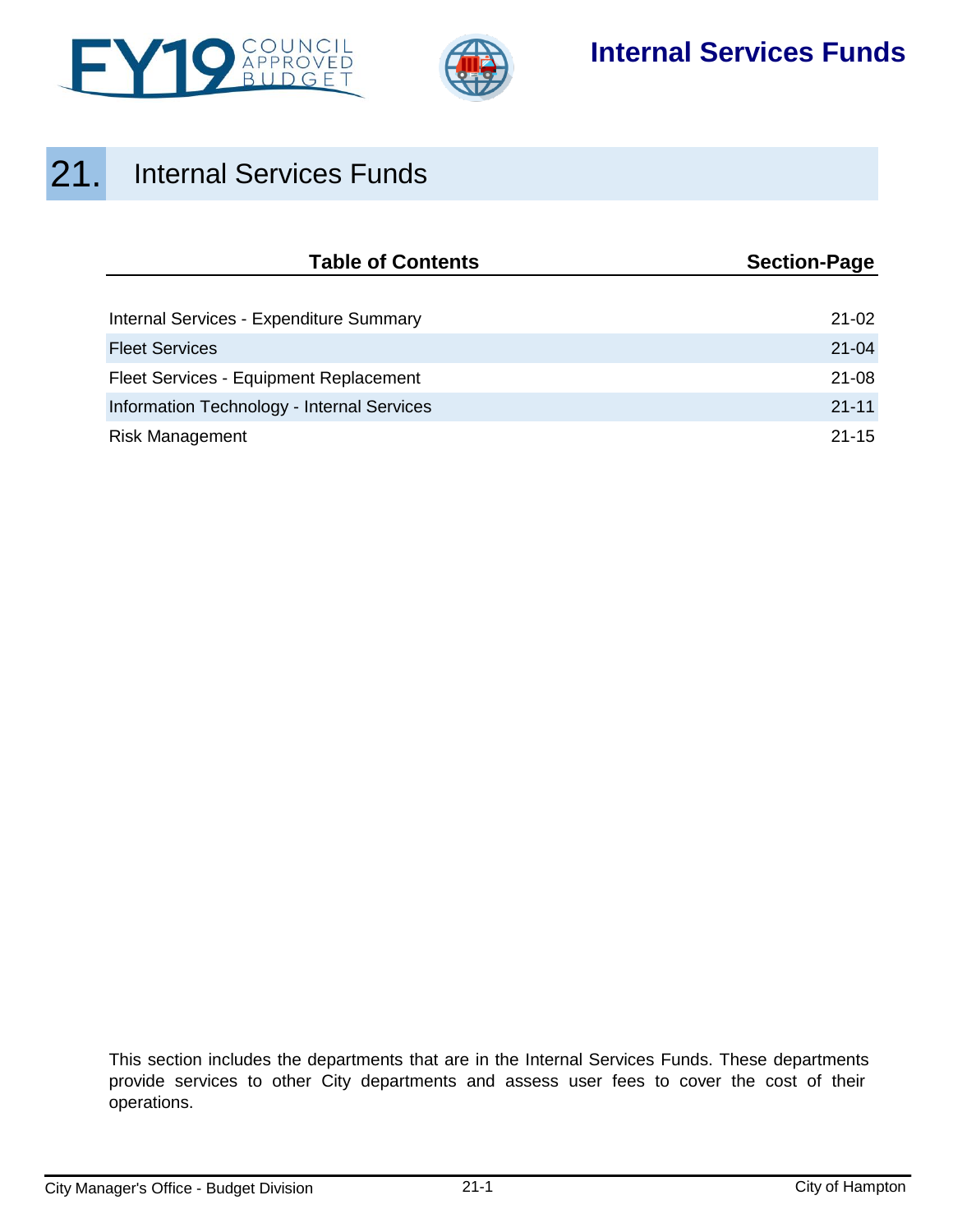# 21. Internal Services Funds

| Table of Contents | Section-Page |
|---|---|
| Internal Services - Expenditure Summary | 21-02 |
| Fleet Services | 21-04 |
| Fleet Services - Equipment Replacement | 21-08 |
| Information Technology - Internal Services | 21-11 |
| Risk Management | 21-15 |

This section includes the departments that are in the Internal Services Funds. These departments provide services to other City departments and assess user fees to cover the cost of their operations.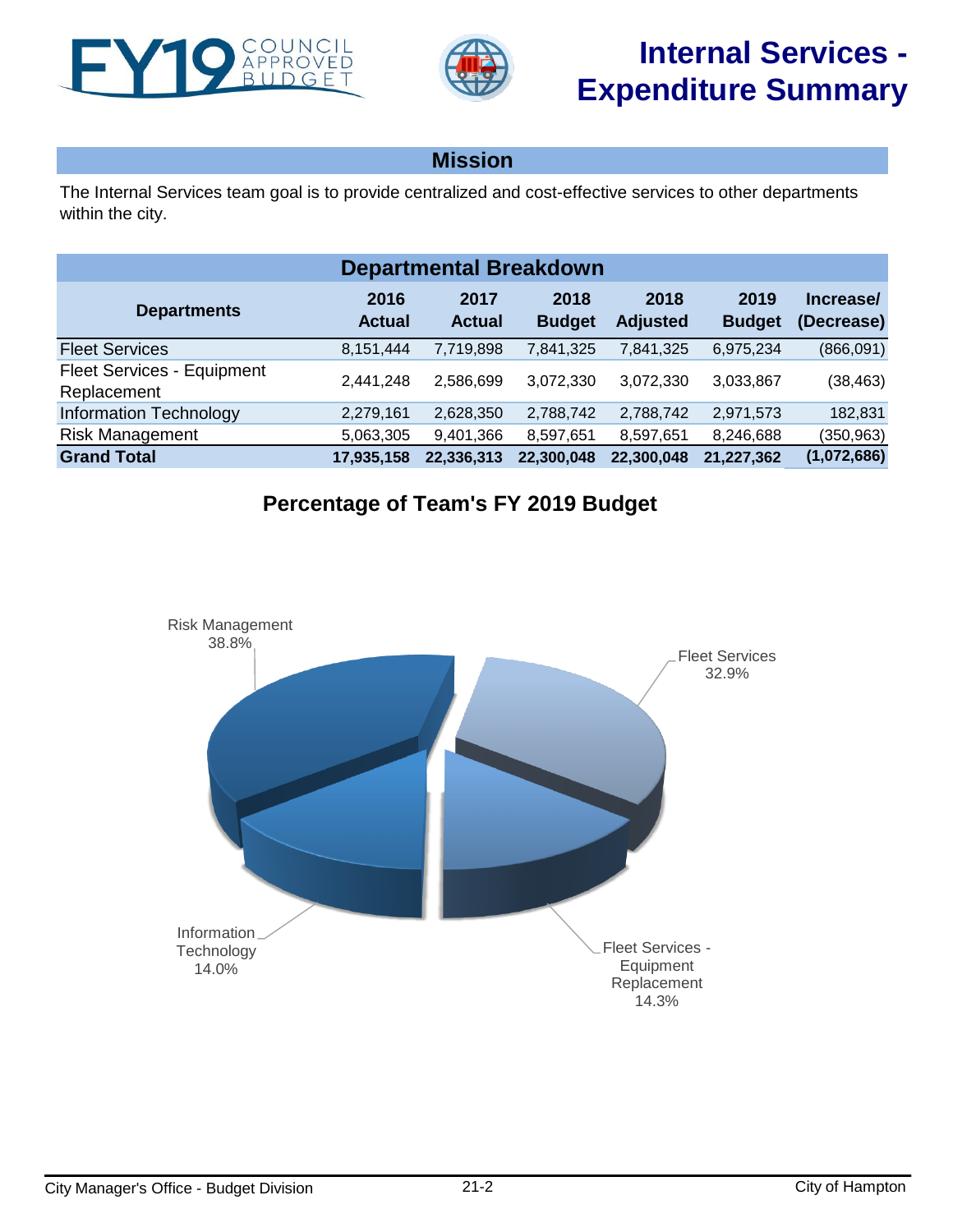# Internal Services - Expenditure Summary

## Mission

The Internal Services team goal is to provide centralized and cost-effective services to other departments within the city.

## Departmental Breakdown

| Departments | 2016 Actual | 2017 Actual | 2018 Budget | 2018 Adjusted | 2019 Budget | Increase/ (Decrease) |
|---|---|---|---|---|---|---|
| Fleet Services | 8,151,444 | 7,719,898 | 7,841,325 | 7,841,325 | 6,975,234 | (866,091) |
| Fleet Services - Equipment Replacement | 2,441,248 | 2,586,699 | 3,072,330 | 3,072,330 | 3,033,867 | (38,463) |
| Information Technology | 2,279,161 | 2,628,350 | 2,788,742 | 2,788,742 | 2,971,573 | 182,831 |
| Risk Management | 5,063,305 | 9,401,366 | 8,597,651 | 8,597,651 | 8,246,688 | (350,963) |
| **Grand Total** | **17,935,158** | **22,336,313** | **22,300,048** | **22,300,048** | **21,227,362** | **(1,072,686)** |

## Percentage of Team's FY 2019 Budget

- Risk Management 38.8%
- Fleet Services 32.9%
- Fleet Services - Equipment Replacement 14.3%
- Information Technology 14.0%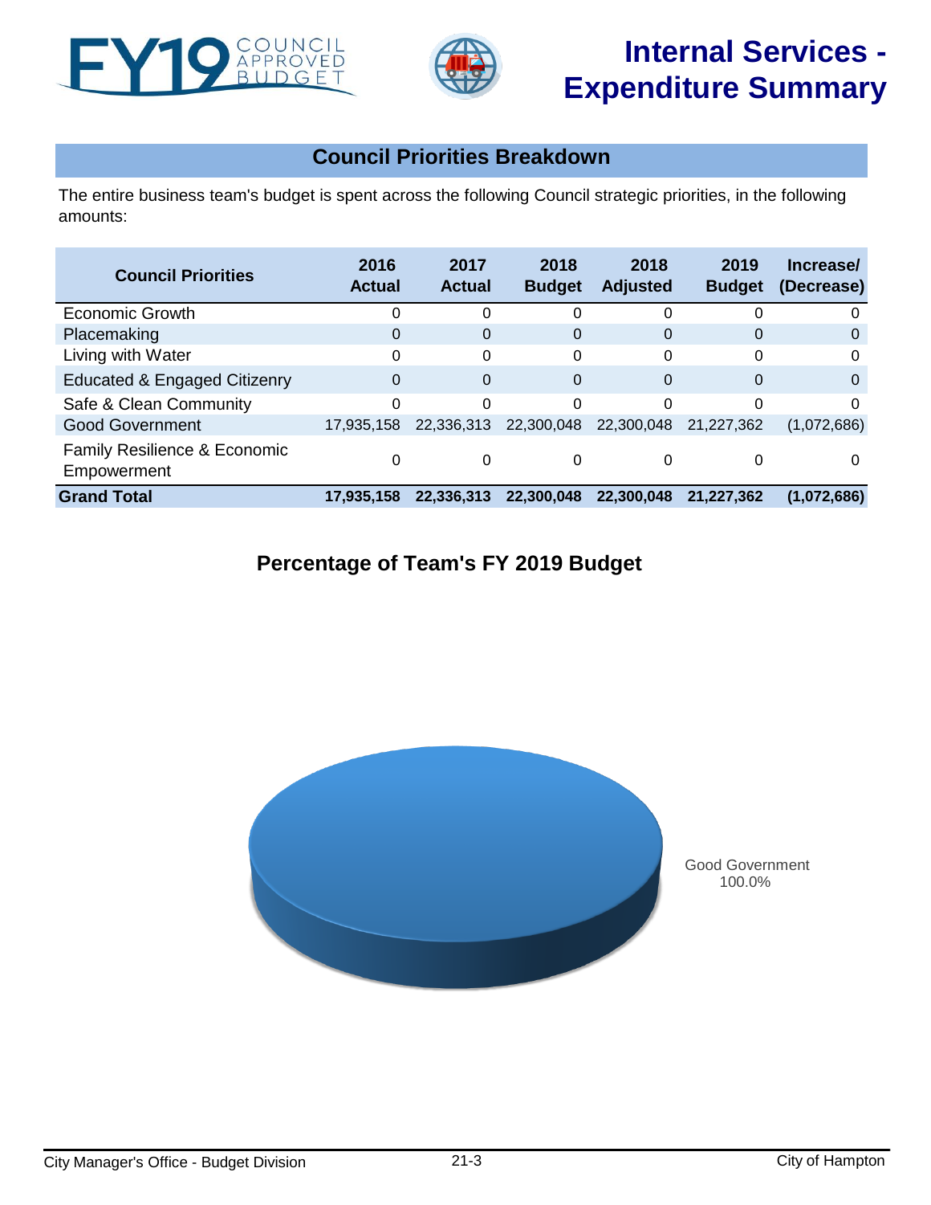# Internal Services - Expenditure Summary

## Council Priorities Breakdown

The entire business team's budget is spent across the following Council strategic priorities, in the following amounts:

| Council Priorities | 2016 Actual | 2017 Actual | 2018 Budget | 2018 Adjusted | 2019 Budget | Increase/ (Decrease) |
|---|---|---|---|---|---|---|
| Economic Growth | 0 | 0 | 0 | 0 | 0 | 0 |
| Placemaking | 0 | 0 | 0 | 0 | 0 | 0 |
| Living with Water | 0 | 0 | 0 | 0 | 0 | 0 |
| Educated & Engaged Citizenry | 0 | 0 | 0 | 0 | 0 | 0 |
| Safe & Clean Community | 0 | 0 | 0 | 0 | 0 | 0 |
| Good Government | 17,935,158 | 22,336,313 | 22,300,048 | 22,300,048 | 21,227,362 | (1,072,686) |
| Family Resilience & Economic Empowerment | 0 | 0 | 0 | 0 | 0 | 0 |
| **Grand Total** | **17,935,158** | **22,336,313** | **22,300,048** | **22,300,048** | **21,227,362** | **(1,072,686)** |

## Percentage of Team's FY 2019 Budget

Good Government 100.0%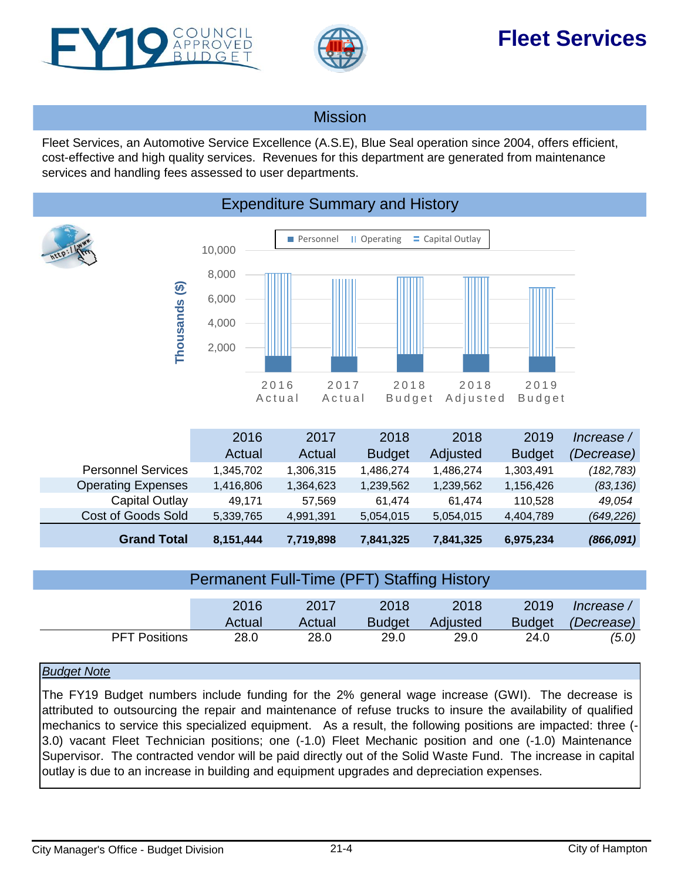# Fleet Services

FY19 COUNCIL APPROVED BUDGET

## Mission

Fleet Services, an Automotive Service Excellence (A.S.E), Blue Seal operation since 2004, offers efficient, cost-effective and high quality services. Revenues for this department are generated from maintenance services and handling fees assessed to user departments.

## Expenditure Summary and History

| | 2016 Actual | 2017 Actual | 2018 Budget | 2018 Adjusted | 2019 Budget | *Increase / (Decrease)* |
|---|---|---|---|---|---|---|
| Personnel Services | 1,345,702 | 1,306,315 | 1,486,274 | 1,486,274 | 1,303,491 | *(182,783)* |
| Operating Expenses | 1,416,806 | 1,364,623 | 1,239,562 | 1,239,562 | 1,156,426 | *(83,136)* |
| Capital Outlay | 49,171 | 57,569 | 61,474 | 61,474 | 110,528 | *49,054* |
| Cost of Goods Sold | 5,339,765 | 4,991,391 | 5,054,015 | 5,054,015 | 4,404,789 | *(649,226)* |
| **Grand Total** | **8,151,444** | **7,719,898** | **7,841,325** | **7,841,325** | **6,975,234** | ***(866,091)*** |

## Permanent Full-Time (PFT) Staffing History

| | 2016 Actual | 2017 Actual | 2018 Budget | 2018 Adjusted | 2019 Budget | *Increase / (Decrease)* |
|---|---|---|---|---|---|---|
| PFT Positions | 28.0 | 28.0 | 29.0 | 29.0 | 24.0 | *(5.0)* |

*Budget Note*

The FY19 Budget numbers include funding for the 2% general wage increase (GWI). The decrease is attributed to outsourcing the repair and maintenance of refuse trucks to insure the availability of qualified mechanics to service this specialized equipment. As a result, the following positions are impacted: three (-3.0) vacant Fleet Technician positions; one (-1.0) Fleet Mechanic position and one (-1.0) Maintenance Supervisor. The contracted vendor will be paid directly out of the Solid Waste Fund. The increase in capital outlay is due to an increase in building and equipment upgrades and depreciation expenses.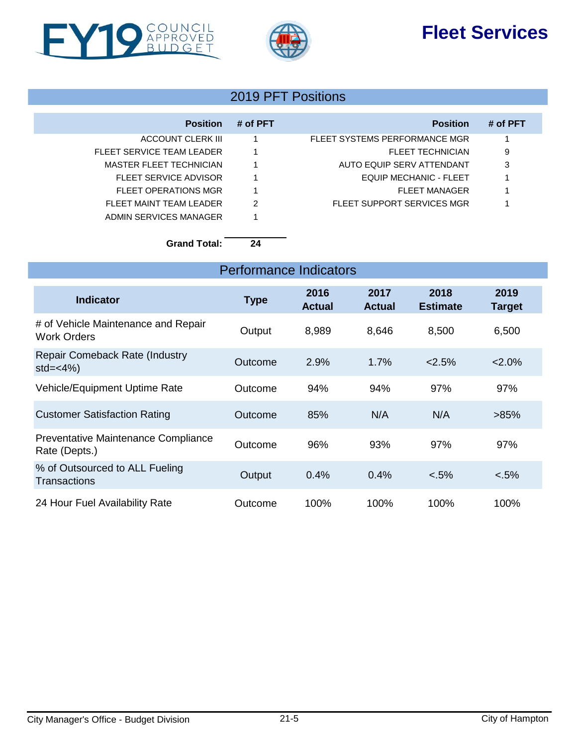# Fleet Services

## 2019 PFT Positions

| Position | # of PFT | Position | # of PFT |
|---|---|---|---|
| ACCOUNT CLERK III | 1 | FLEET SYSTEMS PERFORMANCE MGR | 1 |
| FLEET SERVICE TEAM LEADER | 1 | FLEET TECHNICIAN | 9 |
| MASTER FLEET TECHNICIAN | 1 | AUTO EQUIP SERV ATTENDANT | 3 |
| FLEET SERVICE ADVISOR | 1 | EQUIP MECHANIC - FLEET | 1 |
| FLEET OPERATIONS MGR | 1 | FLEET MANAGER | 1 |
| FLEET MAINT TEAM LEADER | 2 | FLEET SUPPORT SERVICES MGR | 1 |
| ADMIN SERVICES MANAGER | 1 | | |
| **Grand Total:** | **24** | | |

## Performance Indicators

| Indicator | Type | 2016 Actual | 2017 Actual | 2018 Estimate | 2019 Target |
|---|---|---|---|---|---|
| # of Vehicle Maintenance and Repair Work Orders | Output | 8,989 | 8,646 | 8,500 | 6,500 |
| Repair Comeback Rate (Industry std=<4%) | Outcome | 2.9% | 1.7% | <2.5% | <2.0% |
| Vehicle/Equipment Uptime Rate | Outcome | 94% | 94% | 97% | 97% |
| Customer Satisfaction Rating | Outcome | 85% | N/A | N/A | >85% |
| Preventative Maintenance Compliance Rate (Depts.) | Outcome | 96% | 93% | 97% | 97% |
| % of Outsourced to ALL Fueling Transactions | Output | 0.4% | 0.4% | <.5% | <.5% |
| 24 Hour Fuel Availability Rate | Outcome | 100% | 100% | 100% | 100% |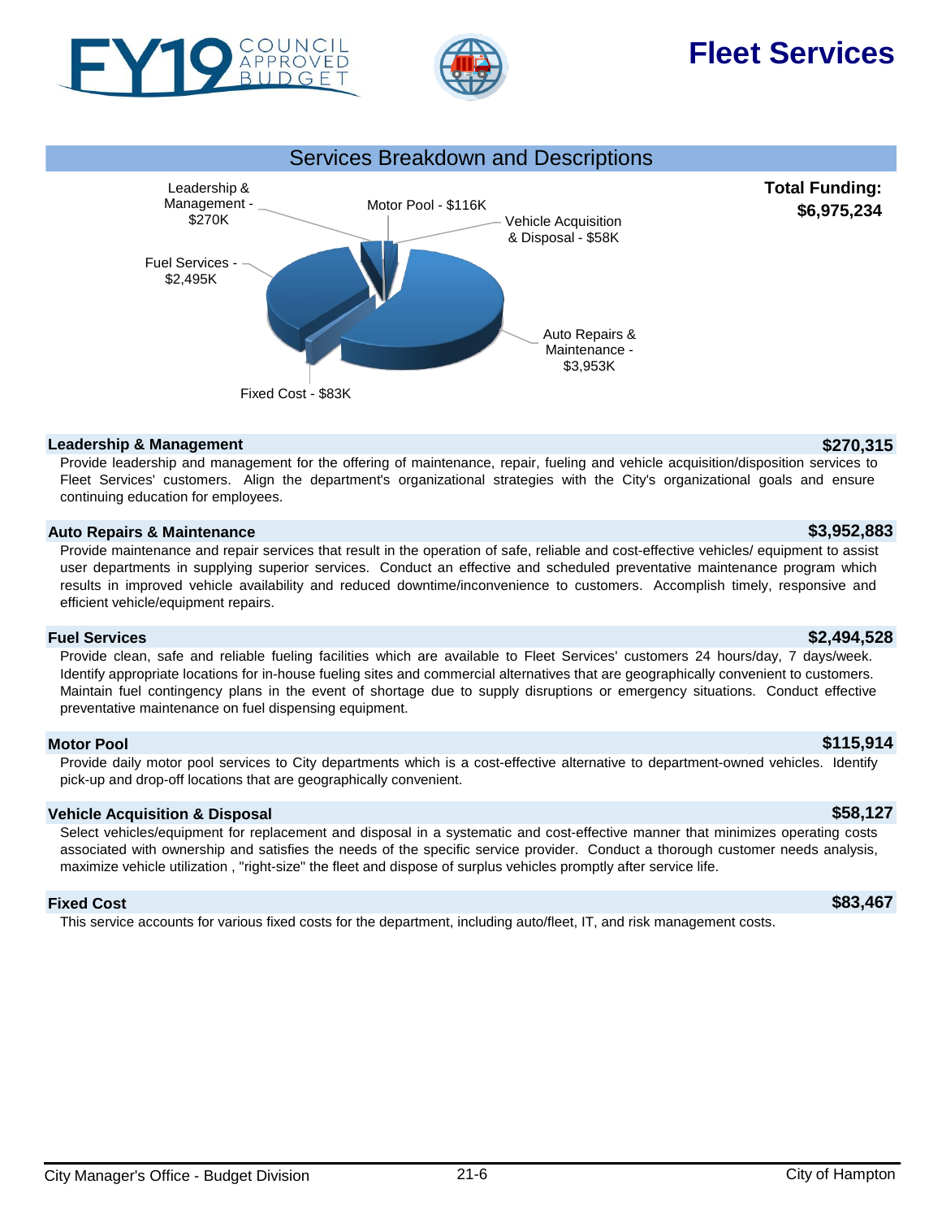# Fleet Services

FY19 COUNCIL APPROVED BUDGET

## Services Breakdown and Descriptions

**Total Funding: $6,975,234**

Leadership & Management - $270K
Motor Pool - $116K
Vehicle Acquisition & Disposal - $58K
Fuel Services - $2,495K
Auto Repairs & Maintenance - $3,953K
Fixed Cost - $83K

### Leadership & Management — $270,315

Provide leadership and management for the offering of maintenance, repair, fueling and vehicle acquisition/disposition services to Fleet Services' customers. Align the department's organizational strategies with the City's organizational goals and ensure continuing education for employees.

### Auto Repairs & Maintenance — $3,952,883

Provide maintenance and repair services that result in the operation of safe, reliable and cost-effective vehicles/ equipment to assist user departments in supplying superior services. Conduct an effective and scheduled preventative maintenance program which results in improved vehicle availability and reduced downtime/inconvenience to customers. Accomplish timely, responsive and efficient vehicle/equipment repairs.

### Fuel Services — $2,494,528

Provide clean, safe and reliable fueling facilities which are available to Fleet Services' customers 24 hours/day, 7 days/week. Identify appropriate locations for in-house fueling sites and commercial alternatives that are geographically convenient to customers. Maintain fuel contingency plans in the event of shortage due to supply disruptions or emergency situations. Conduct effective preventative maintenance on fuel dispensing equipment.

### Motor Pool — $115,914

Provide daily motor pool services to City departments which is a cost-effective alternative to department-owned vehicles. Identify pick-up and drop-off locations that are geographically convenient.

### Vehicle Acquisition & Disposal — $58,127

Select vehicles/equipment for replacement and disposal in a systematic and cost-effective manner that minimizes operating costs associated with ownership and satisfies the needs of the specific service provider. Conduct a thorough customer needs analysis, maximize vehicle utilization , "right-size" the fleet and dispose of surplus vehicles promptly after service life.

### Fixed Cost — $83,467

This service accounts for various fixed costs for the department, including auto/fleet, IT, and risk management costs.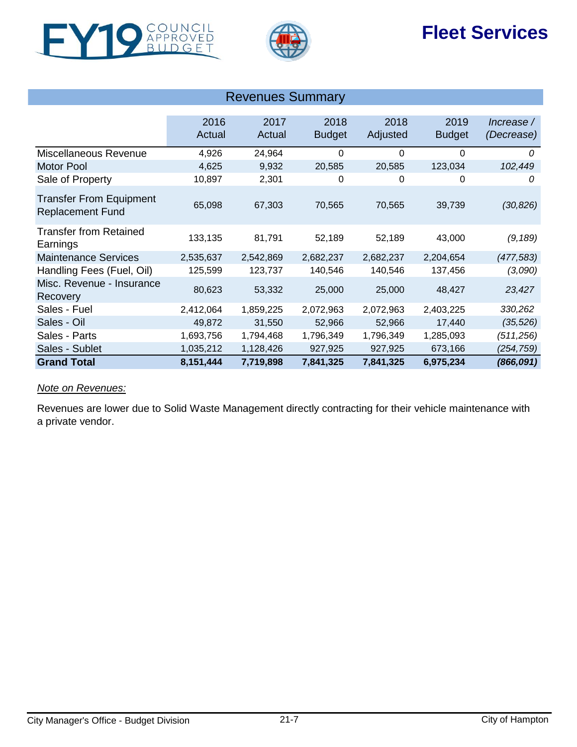# Fleet Services

## Revenues Summary

| | 2016 Actual | 2017 Actual | 2018 Budget | 2018 Adjusted | 2019 Budget | *Increase / (Decrease)* |
|---|---|---|---|---|---|---|
| Miscellaneous Revenue | 4,926 | 24,964 | 0 | 0 | 0 | *0* |
| Motor Pool | 4,625 | 9,932 | 20,585 | 20,585 | 123,034 | *102,449* |
| Sale of Property | 10,897 | 2,301 | 0 | 0 | 0 | *0* |
| Transfer From Equipment Replacement Fund | 65,098 | 67,303 | 70,565 | 70,565 | 39,739 | *(30,826)* |
| Transfer from Retained Earnings | 133,135 | 81,791 | 52,189 | 52,189 | 43,000 | *(9,189)* |
| Maintenance Services | 2,535,637 | 2,542,869 | 2,682,237 | 2,682,237 | 2,204,654 | *(477,583)* |
| Handling Fees (Fuel, Oil) | 125,599 | 123,737 | 140,546 | 140,546 | 137,456 | *(3,090)* |
| Misc. Revenue - Insurance Recovery | 80,623 | 53,332 | 25,000 | 25,000 | 48,427 | *23,427* |
| Sales - Fuel | 2,412,064 | 1,859,225 | 2,072,963 | 2,072,963 | 2,403,225 | *330,262* |
| Sales - Oil | 49,872 | 31,550 | 52,966 | 52,966 | 17,440 | *(35,526)* |
| Sales - Parts | 1,693,756 | 1,794,468 | 1,796,349 | 1,796,349 | 1,285,093 | *(511,256)* |
| Sales - Sublet | 1,035,212 | 1,128,426 | 927,925 | 927,925 | 673,166 | *(254,759)* |
| **Grand Total** | **8,151,444** | **7,719,898** | **7,841,325** | **7,841,325** | **6,975,234** | ***(866,091)*** |

*Note on Revenues:*

Revenues are lower due to Solid Waste Management directly contracting for their vehicle maintenance with a private vendor.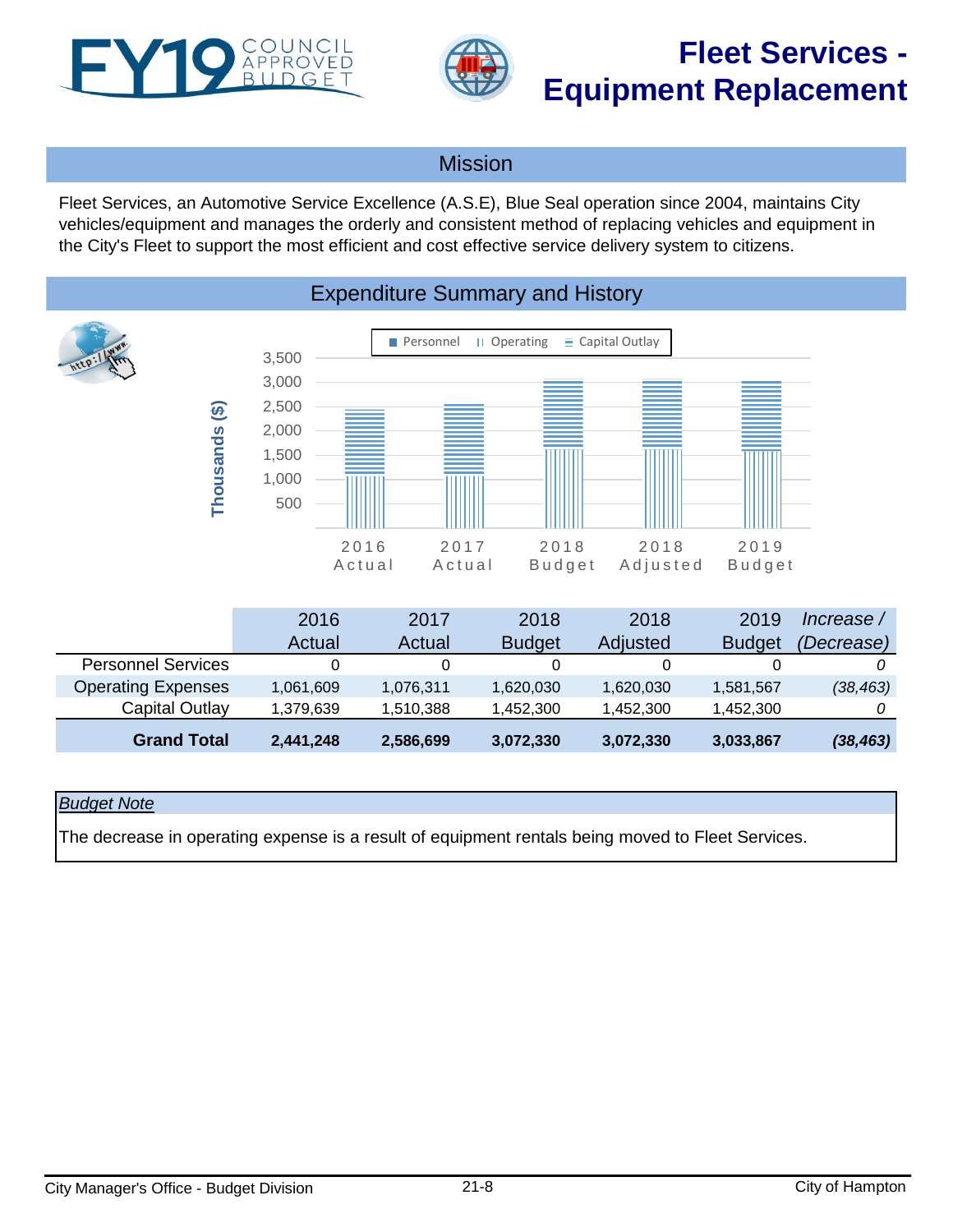# Fleet Services - Equipment Replacement

## Mission

Fleet Services, an Automotive Service Excellence (A.S.E), Blue Seal operation since 2004, maintains City vehicles/equipment and manages the orderly and consistent method of replacing vehicles and equipment in the City's Fleet to support the most efficient and cost effective service delivery system to citizens.

## Expenditure Summary and History

|  | 2016 Actual | 2017 Actual | 2018 Budget | 2018 Adjusted | 2019 Budget | *Increase / (Decrease)* |
|---|---|---|---|---|---|---|
| Personnel Services | 0 | 0 | 0 | 0 | 0 | *0* |
| Operating Expenses | 1,061,609 | 1,076,311 | 1,620,030 | 1,620,030 | 1,581,567 | *(38,463)* |
| Capital Outlay | 1,379,639 | 1,510,388 | 1,452,300 | 1,452,300 | 1,452,300 | *0* |
| **Grand Total** | **2,441,248** | **2,586,699** | **3,072,330** | **3,072,330** | **3,033,867** | ***(38,463)*** |

*Budget Note*

The decrease in operating expense is a result of equipment rentals being moved to Fleet Services.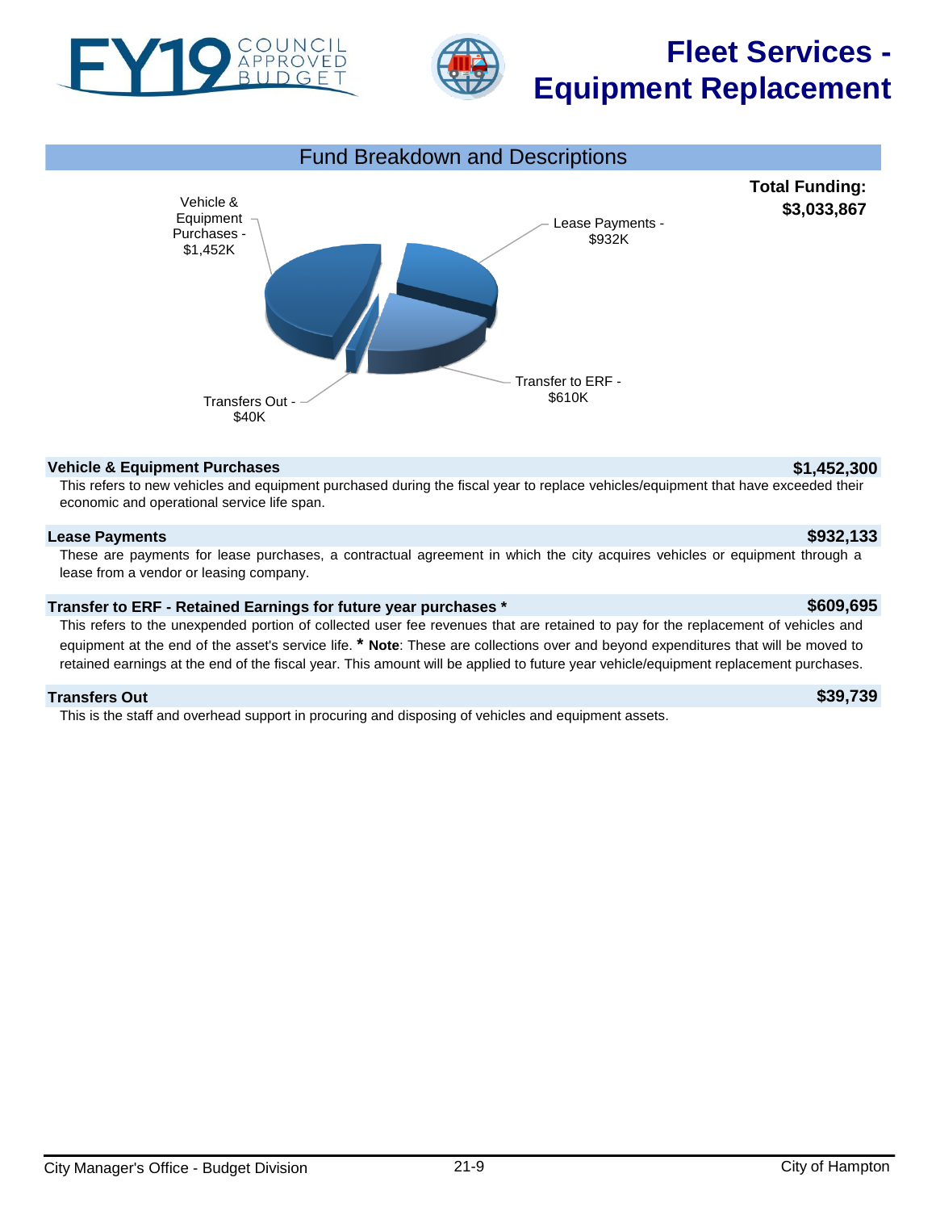# Fleet Services - Equipment Replacement

## Fund Breakdown and Descriptions

**Total Funding: $3,033,867**

Vehicle & Equipment Purchases - $1,452K

Lease Payments - $932K

Transfer to ERF - $610K

Transfers Out - $40K

### Vehicle & Equipment Purchases — $1,452,300

This refers to new vehicles and equipment purchased during the fiscal year to replace vehicles/equipment that have exceeded their economic and operational service life span.

### Lease Payments — $932,133

These are payments for lease purchases, a contractual agreement in which the city acquires vehicles or equipment through a lease from a vendor or leasing company.

### Transfer to ERF - Retained Earnings for future year purchases * — $609,695

This refers to the unexpended portion of collected user fee revenues that are retained to pay for the replacement of vehicles and equipment at the end of the asset's service life. * **Note**: These are collections over and beyond expenditures that will be moved to retained earnings at the end of the fiscal year. This amount will be applied to future year vehicle/equipment replacement purchases.

### Transfers Out — $39,739

This is the staff and overhead support in procuring and disposing of vehicles and equipment assets.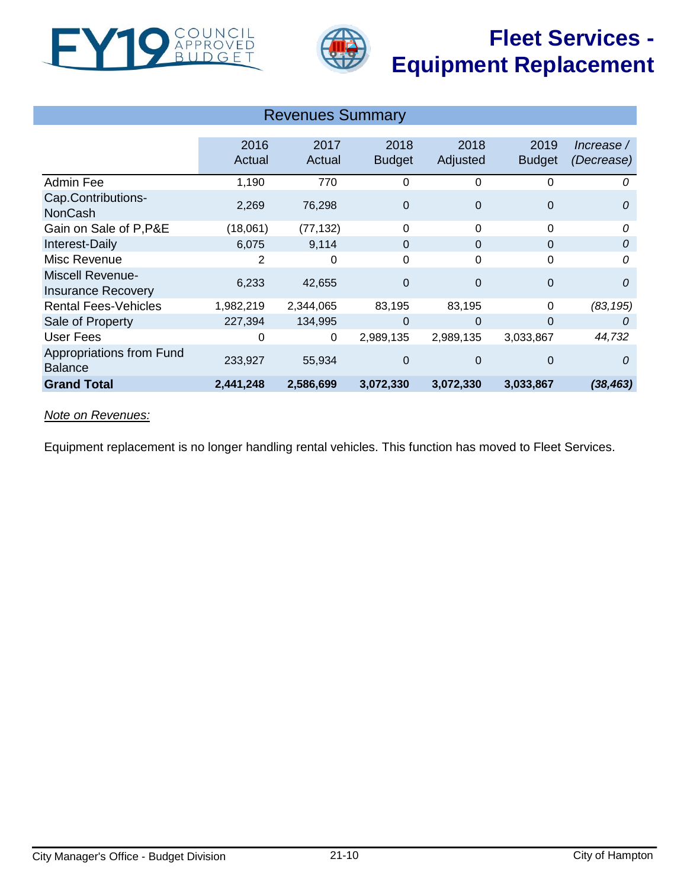# Fleet Services - Equipment Replacement

## Revenues Summary

| | 2016 Actual | 2017 Actual | 2018 Budget | 2018 Adjusted | 2019 Budget | *Increase / (Decrease)* |
|---|---|---|---|---|---|---|
| Admin Fee | 1,190 | 770 | 0 | 0 | 0 | *0* |
| Cap.Contributions-NonCash | 2,269 | 76,298 | 0 | 0 | 0 | *0* |
| Gain on Sale of P,P&E | (18,061) | (77,132) | 0 | 0 | 0 | *0* |
| Interest-Daily | 6,075 | 9,114 | 0 | 0 | 0 | *0* |
| Misc Revenue | 2 | 0 | 0 | 0 | 0 | *0* |
| Miscell Revenue-Insurance Recovery | 6,233 | 42,655 | 0 | 0 | 0 | *0* |
| Rental Fees-Vehicles | 1,982,219 | 2,344,065 | 83,195 | 83,195 | 0 | *(83,195)* |
| Sale of Property | 227,394 | 134,995 | 0 | 0 | 0 | *0* |
| User Fees | 0 | 0 | 2,989,135 | 2,989,135 | 3,033,867 | *44,732* |
| Appropriations from Fund Balance | 233,927 | 55,934 | 0 | 0 | 0 | *0* |
| **Grand Total** | **2,441,248** | **2,586,699** | **3,072,330** | **3,072,330** | **3,033,867** | ***(38,463)*** |

*Note on Revenues:*

Equipment replacement is no longer handling rental vehicles. This function has moved to Fleet Services.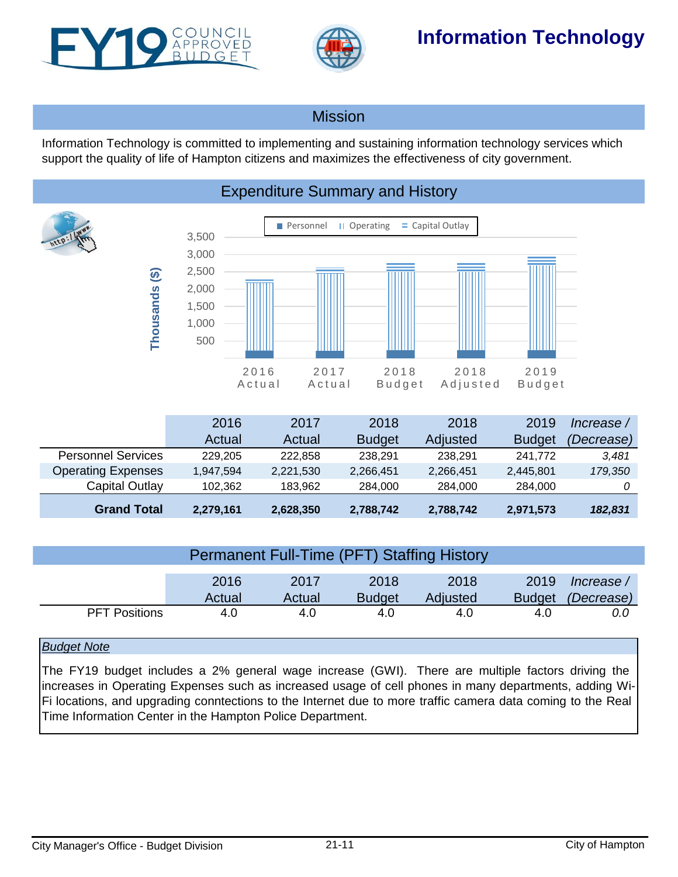# Information Technology

## Mission

Information Technology is committed to implementing and sustaining information technology services which support the quality of life of Hampton citizens and maximizes the effectiveness of city government.

## Expenditure Summary and History

|  | 2016 Actual | 2017 Actual | 2018 Budget | 2018 Adjusted | 2019 Budget | *Increase / (Decrease)* |
|---|---|---|---|---|---|---|
| Personnel Services | 229,205 | 222,858 | 238,291 | 238,291 | 241,772 | *3,481* |
| Operating Expenses | 1,947,594 | 2,221,530 | 2,266,451 | 2,266,451 | 2,445,801 | *179,350* |
| Capital Outlay | 102,362 | 183,962 | 284,000 | 284,000 | 284,000 | *0* |
| **Grand Total** | **2,279,161** | **2,628,350** | **2,788,742** | **2,788,742** | **2,971,573** | ***182,831*** |

## Permanent Full-Time (PFT) Staffing History

|  | 2016 Actual | 2017 Actual | 2018 Budget | 2018 Adjusted | 2019 Budget | *Increase / (Decrease)* |
|---|---|---|---|---|---|---|
| PFT Positions | 4.0 | 4.0 | 4.0 | 4.0 | 4.0 | *0.0* |

*Budget Note*

The FY19 budget includes a 2% general wage increase (GWI). There are multiple factors driving the increases in Operating Expenses such as increased usage of cell phones in many departments, adding Wi-Fi locations, and upgrading conntections to the Internet due to more traffic camera data coming to the Real Time Information Center in the Hampton Police Department.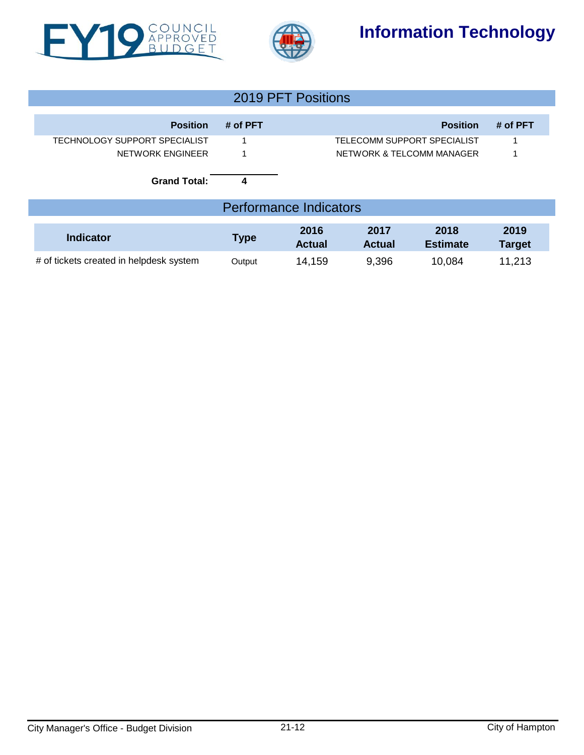# Information Technology

## 2019 PFT Positions

| Position | # of PFT | Position | # of PFT |
|---|---|---|---|
| TECHNOLOGY SUPPORT SPECIALIST | 1 | TELECOMM SUPPORT SPECIALIST | 1 |
| NETWORK ENGINEER | 1 | NETWORK & TELCOMM MANAGER | 1 |
| **Grand Total:** | **4** | | |

## Performance Indicators

| Indicator | Type | 2016 Actual | 2017 Actual | 2018 Estimate | 2019 Target |
|---|---|---|---|---|---|
| # of tickets created in helpdesk system | Output | 14,159 | 9,396 | 10,084 | 11,213 |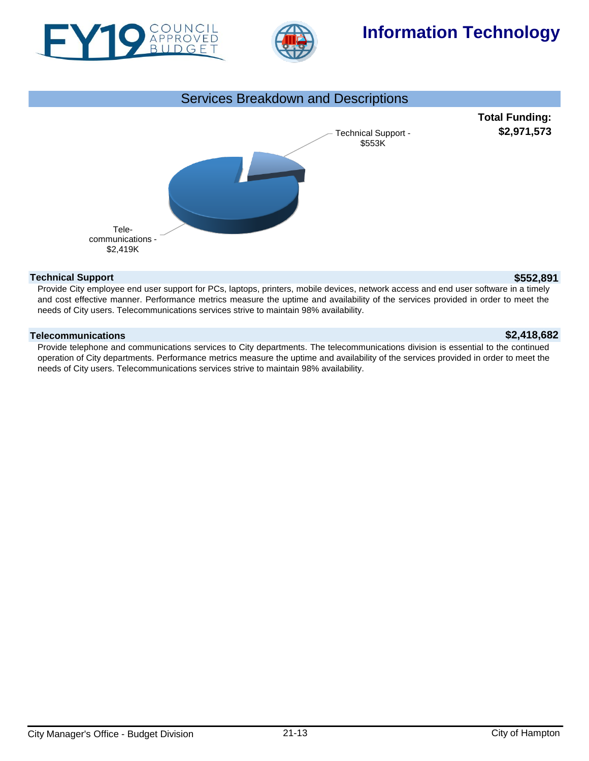# Information Technology

## Services Breakdown and Descriptions

**Total Funding: $2,971,573**

Technical Support - $553K

Tele-communications - $2,419K

### Technical Support — $552,891

Provide City employee end user support for PCs, laptops, printers, mobile devices, network access and end user software in a timely and cost effective manner. Performance metrics measure the uptime and availability of the services provided in order to meet the needs of City users. Telecommunications services strive to maintain 98% availability.

### Telecommunications — $2,418,682

Provide telephone and communications services to City departments. The telecommunications division is essential to the continued operation of City departments. Performance metrics measure the uptime and availability of the services provided in order to meet the needs of City users. Telecommunications services strive to maintain 98% availability.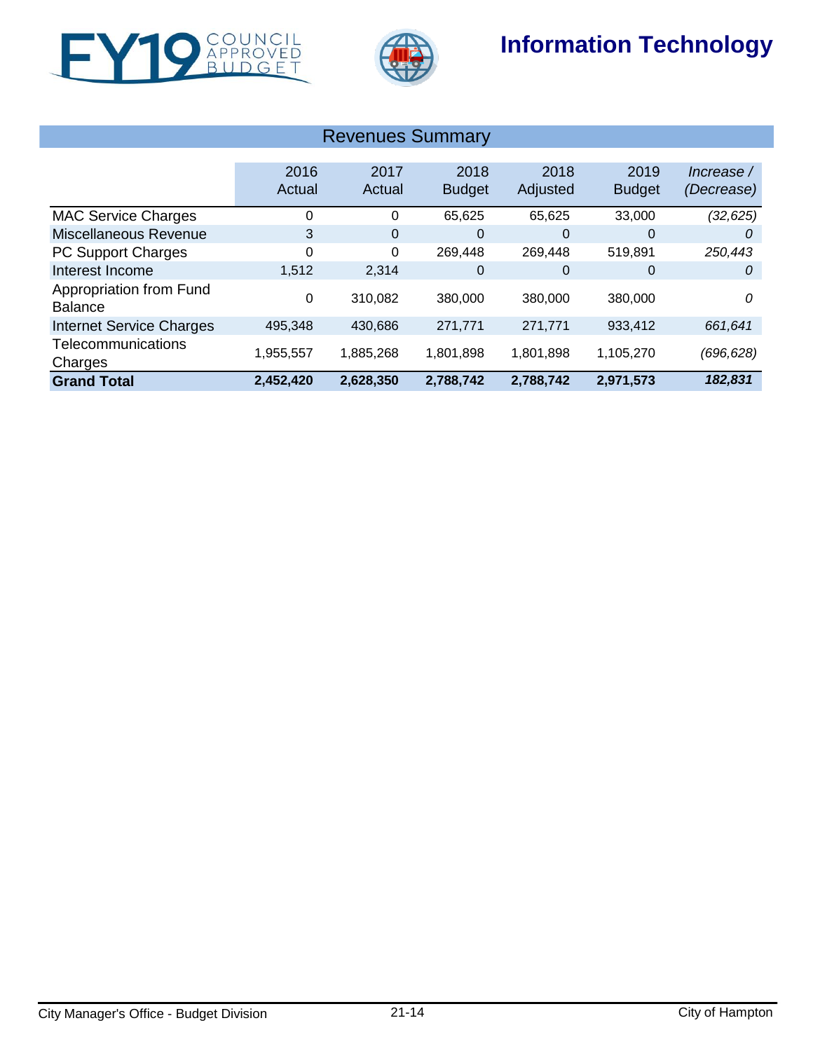# Information Technology

## Revenues Summary

| | 2016 Actual | 2017 Actual | 2018 Budget | 2018 Adjusted | 2019 Budget | *Increase / (Decrease)* |
|---|---|---|---|---|---|---|
| MAC Service Charges | 0 | 0 | 65,625 | 65,625 | 33,000 | *(32,625)* |
| Miscellaneous Revenue | 3 | 0 | 0 | 0 | 0 | *0* |
| PC Support Charges | 0 | 0 | 269,448 | 269,448 | 519,891 | *250,443* |
| Interest Income | 1,512 | 2,314 | 0 | 0 | 0 | *0* |
| Appropriation from Fund Balance | 0 | 310,082 | 380,000 | 380,000 | 380,000 | *0* |
| Internet Service Charges | 495,348 | 430,686 | 271,771 | 271,771 | 933,412 | *661,641* |
| Telecommunications Charges | 1,955,557 | 1,885,268 | 1,801,898 | 1,801,898 | 1,105,270 | *(696,628)* |
| **Grand Total** | **2,452,420** | **2,628,350** | **2,788,742** | **2,788,742** | **2,971,573** | ***182,831*** |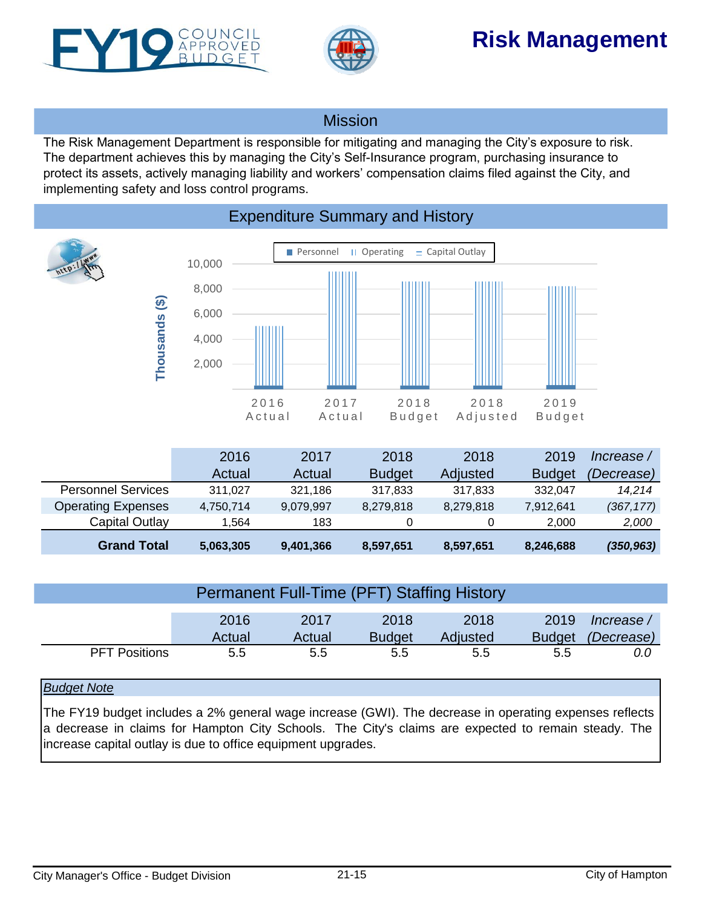# Risk Management

FY19 COUNCIL APPROVED BUDGET

## Mission

The Risk Management Department is responsible for mitigating and managing the City's exposure to risk. The department achieves this by managing the City's Self-Insurance program, purchasing insurance to protect its assets, actively managing liability and workers' compensation claims filed against the City, and implementing safety and loss control programs.

## Expenditure Summary and History

|  | 2016 Actual | 2017 Actual | 2018 Budget | 2018 Adjusted | 2019 Budget | *Increase / (Decrease)* |
|---|---|---|---|---|---|---|
| Personnel Services | 311,027 | 321,186 | 317,833 | 317,833 | 332,047 | *14,214* |
| Operating Expenses | 4,750,714 | 9,079,997 | 8,279,818 | 8,279,818 | 7,912,641 | *(367,177)* |
| Capital Outlay | 1,564 | 183 | 0 | 0 | 2,000 | *2,000* |
| **Grand Total** | **5,063,305** | **9,401,366** | **8,597,651** | **8,597,651** | **8,246,688** | ***(350,963)*** |

## Permanent Full-Time (PFT) Staffing History

|  | 2016 Actual | 2017 Actual | 2018 Budget | 2018 Adjusted | 2019 Budget | *Increase / (Decrease)* |
|---|---|---|---|---|---|---|
| PFT Positions | 5.5 | 5.5 | 5.5 | 5.5 | 5.5 | *0.0* |

*Budget Note*

The FY19 budget includes a 2% general wage increase (GWI). The decrease in operating expenses reflects a decrease in claims for Hampton City Schools. The City's claims are expected to remain steady. The increase capital outlay is due to office equipment upgrades.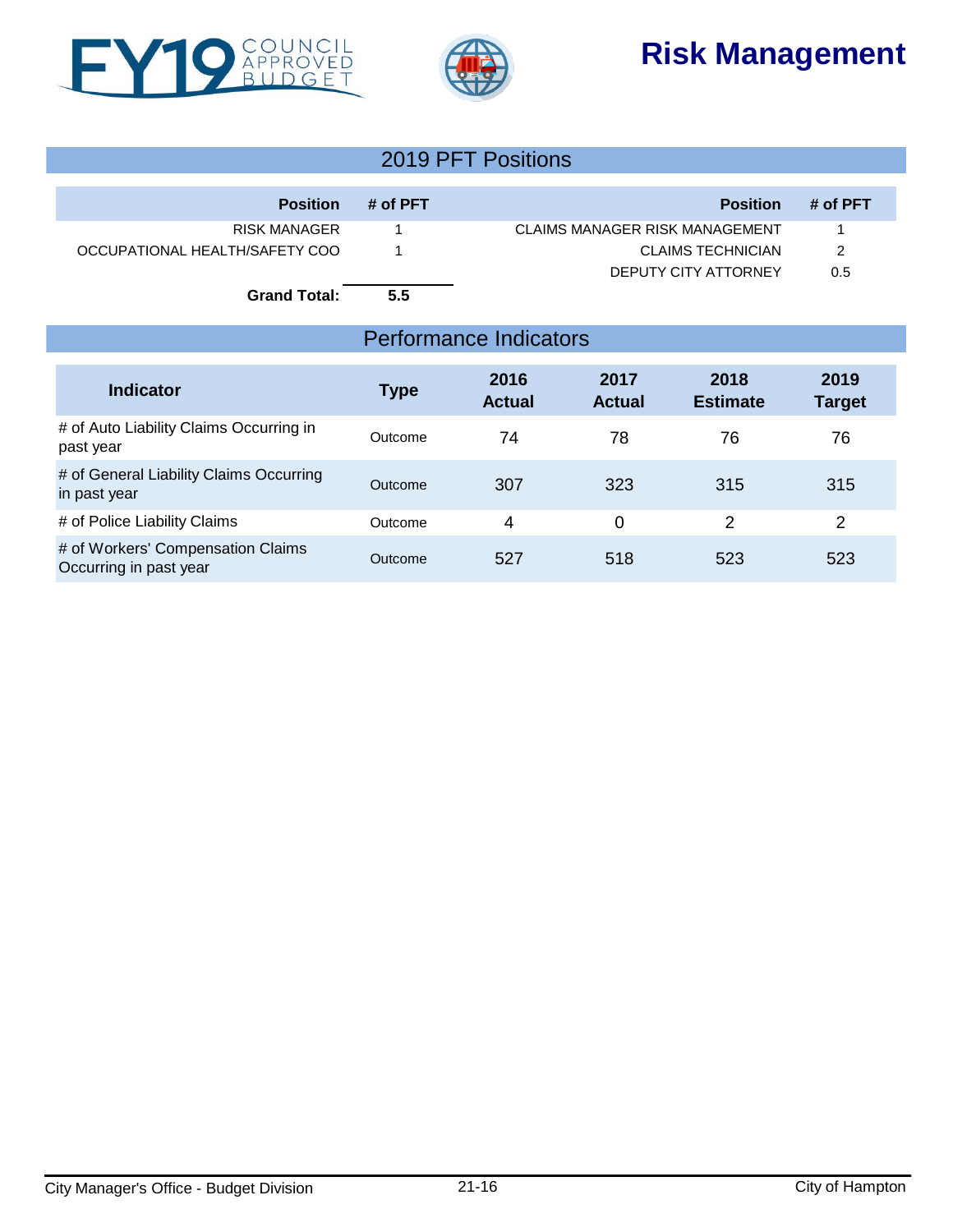# Risk Management

FY19 COUNCIL APPROVED BUDGET

## 2019 PFT Positions

| Position | # of PFT | Position | # of PFT |
|---|---|---|---|
| RISK MANAGER | 1 | CLAIMS MANAGER RISK MANAGEMENT | 1 |
| OCCUPATIONAL HEALTH/SAFETY COO | 1 | CLAIMS TECHNICIAN | 2 |
| | | DEPUTY CITY ATTORNEY | 0.5 |
| **Grand Total:** | **5.5** | | |

## Performance Indicators

| Indicator | Type | 2016 Actual | 2017 Actual | 2018 Estimate | 2019 Target |
|---|---|---|---|---|---|
| # of Auto Liability Claims Occurring in past year | Outcome | 74 | 78 | 76 | 76 |
| # of General Liability Claims Occurring in past year | Outcome | 307 | 323 | 315 | 315 |
| # of Police Liability Claims | Outcome | 4 | 0 | 2 | 2 |
| # of Workers' Compensation Claims Occurring in past year | Outcome | 527 | 518 | 523 | 523 |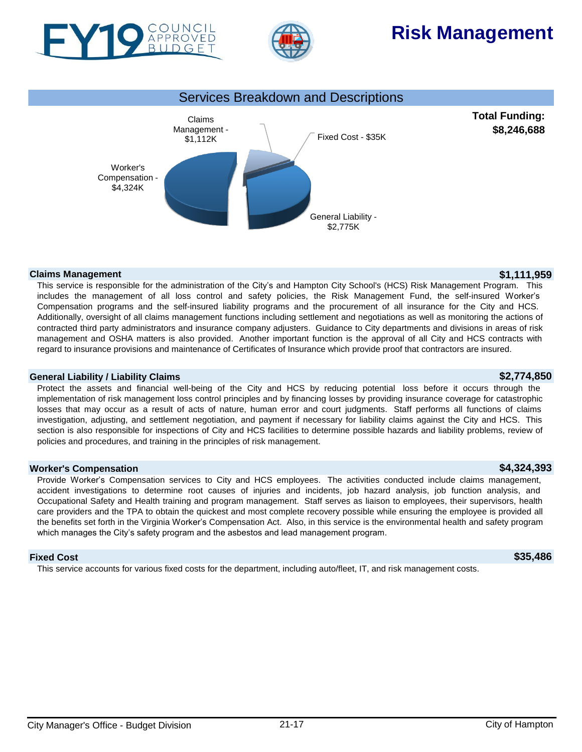# Risk Management

## Services Breakdown and Descriptions

Claims Management - $1,112K

Fixed Cost - $35K

Worker's Compensation - $4,324K

General Liability - $2,775K

**Total Funding: $8,246,688**

### Claims Management **$1,111,959**

This service is responsible for the administration of the City's and Hampton City School's (HCS) Risk Management Program. This includes the management of all loss control and safety policies, the Risk Management Fund, the self-insured Worker's Compensation programs and the self-insured liability programs and the procurement of all insurance for the City and HCS. Additionally, oversight of all claims management functions including settlement and negotiations as well as monitoring the actions of contracted third party administrators and insurance company adjusters. Guidance to City departments and divisions in areas of risk management and OSHA matters is also provided. Another important function is the approval of all City and HCS contracts with regard to insurance provisions and maintenance of Certificates of Insurance which provide proof that contractors are insured.

### General Liability / Liability Claims **$2,774,850**

Protect the assets and financial well-being of the City and HCS by reducing potential loss before it occurs through the implementation of risk management loss control principles and by financing losses by providing insurance coverage for catastrophic losses that may occur as a result of acts of nature, human error and court judgments. Staff performs all functions of claims investigation, adjusting, and settlement negotiation, and payment if necessary for liability claims against the City and HCS. This section is also responsible for inspections of City and HCS facilities to determine possible hazards and liability problems, review of policies and procedures, and training in the principles of risk management.

### Worker's Compensation **$4,324,393**

Provide Worker's Compensation services to City and HCS employees. The activities conducted include claims management, accident investigations to determine root causes of injuries and incidents, job hazard analysis, job function analysis, and Occupational Safety and Health training and program management. Staff serves as liaison to employees, their supervisors, health care providers and the TPA to obtain the quickest and most complete recovery possible while ensuring the employee is provided all the benefits set forth in the Virginia Worker's Compensation Act. Also, in this service is the environmental health and safety program which manages the City's safety program and the asbestos and lead management program.

### Fixed Cost **$35,486**

This service accounts for various fixed costs for the department, including auto/fleet, IT, and risk management costs.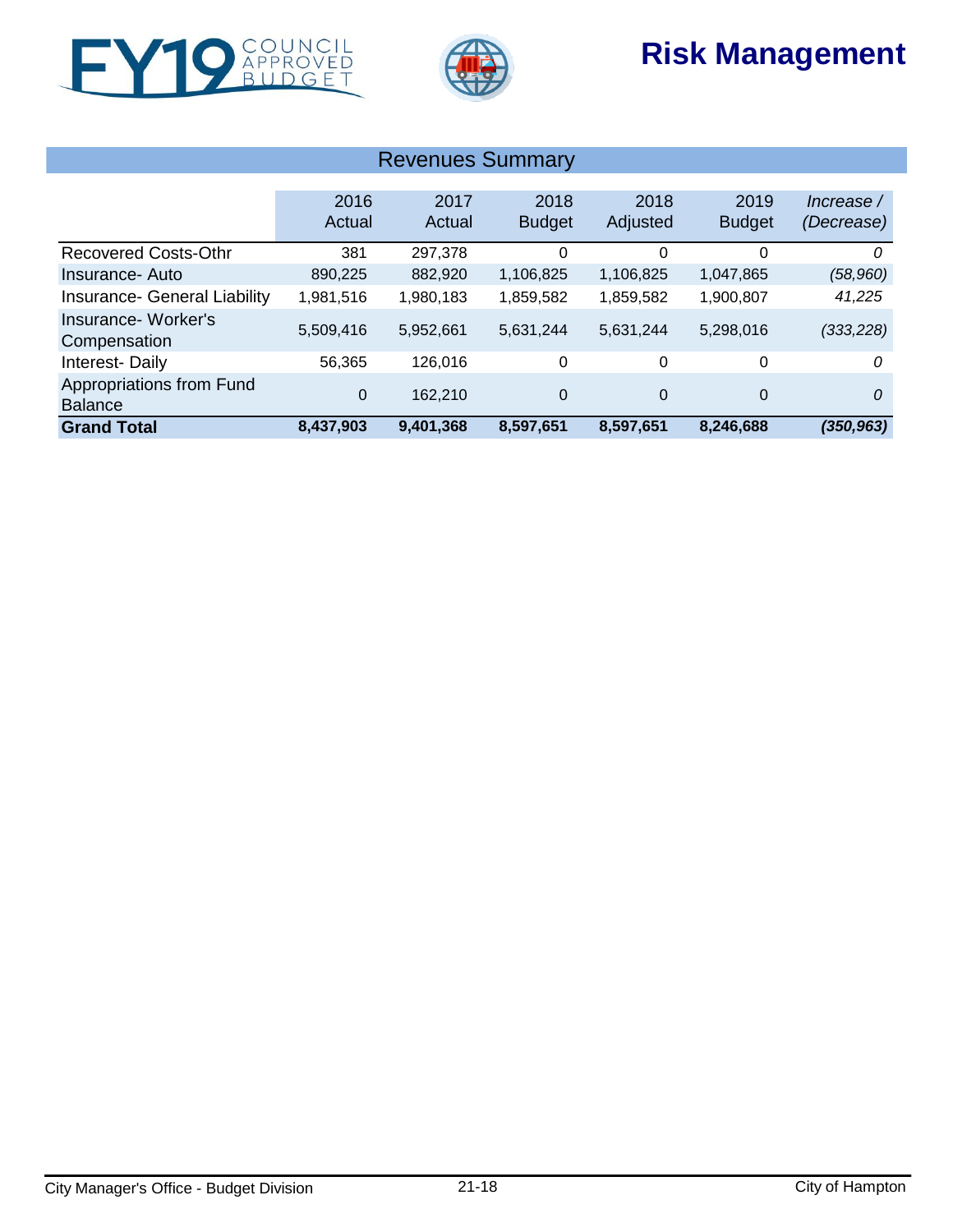# Risk Management

## Revenues Summary

| | 2016 Actual | 2017 Actual | 2018 Budget | 2018 Adjusted | 2019 Budget | *Increase / (Decrease)* |
|---|---|---|---|---|---|---|
| Recovered Costs-Othr | 381 | 297,378 | 0 | 0 | 0 | *0* |
| Insurance- Auto | 890,225 | 882,920 | 1,106,825 | 1,106,825 | 1,047,865 | *(58,960)* |
| Insurance- General Liability | 1,981,516 | 1,980,183 | 1,859,582 | 1,859,582 | 1,900,807 | *41,225* |
| Insurance- Worker's Compensation | 5,509,416 | 5,952,661 | 5,631,244 | 5,631,244 | 5,298,016 | *(333,228)* |
| Interest- Daily | 56,365 | 126,016 | 0 | 0 | 0 | *0* |
| Appropriations from Fund Balance | 0 | 162,210 | 0 | 0 | 0 | *0* |
| **Grand Total** | **8,437,903** | **9,401,368** | **8,597,651** | **8,597,651** | **8,246,688** | ***(350,963)*** |